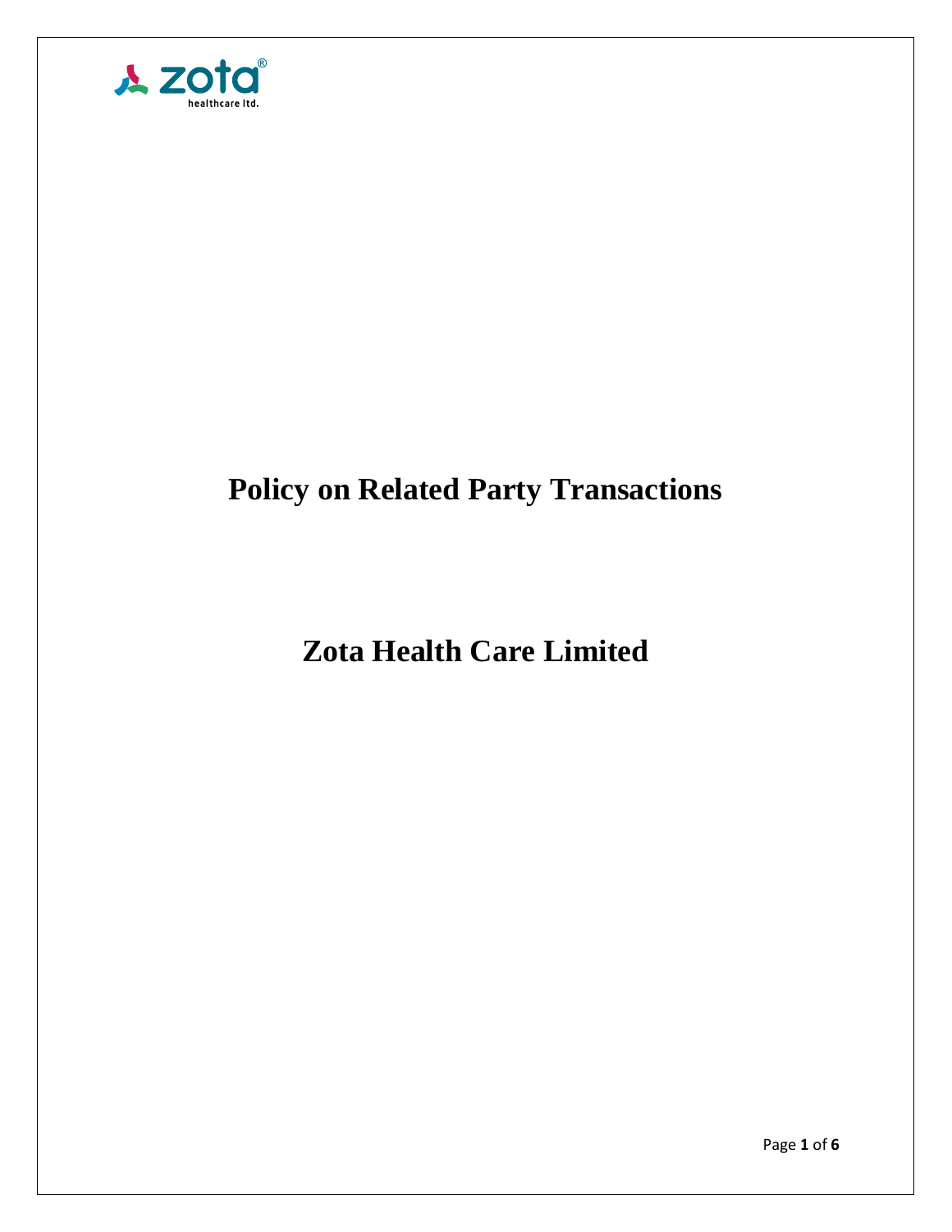# Policy on Related Party Transactions

# Zota Health Care Limited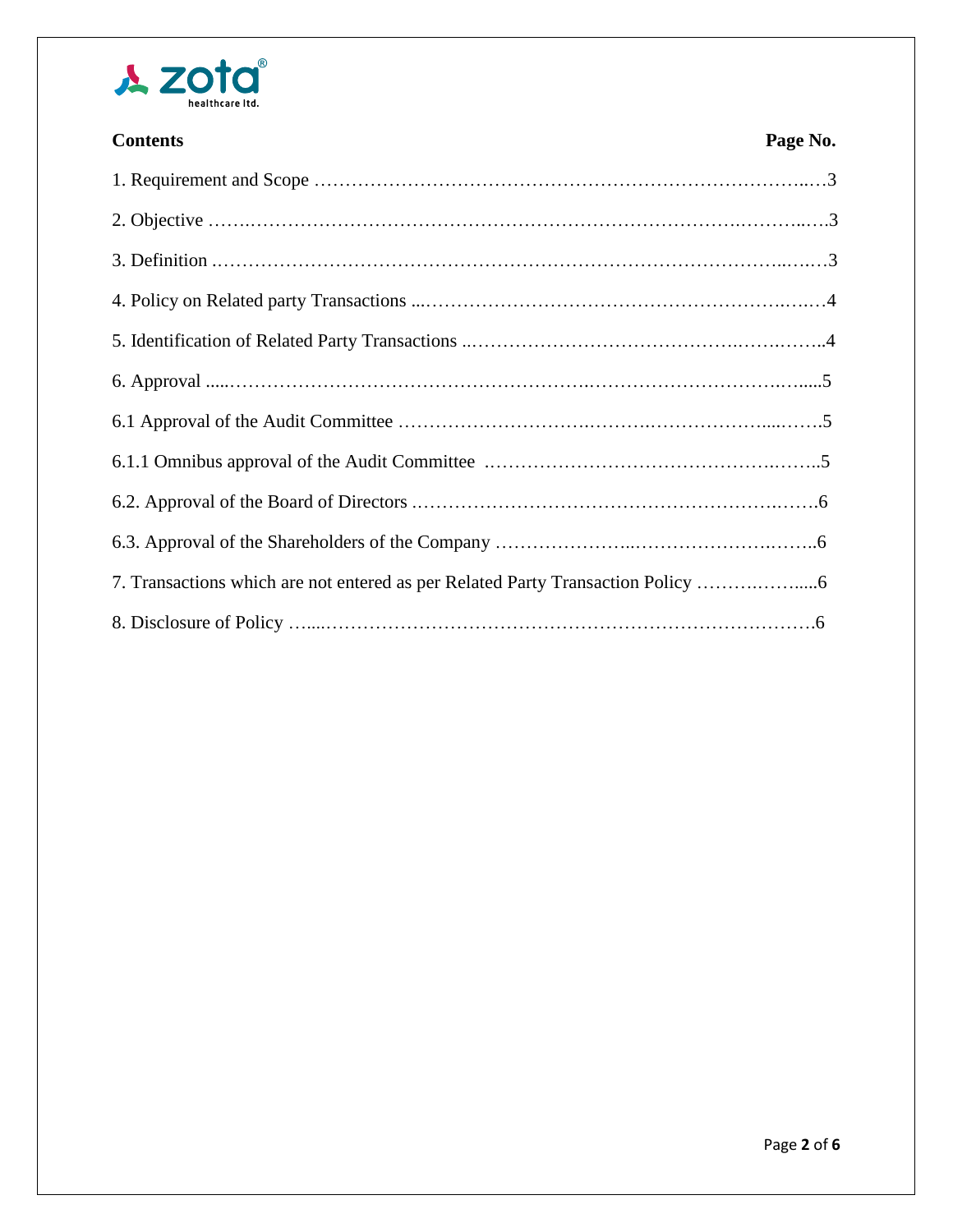| **Contents** | **Page No.** |
|---|---|
| 1. Requirement and Scope | 3 |
| 2. Objective | 3 |
| 3. Definition | 3 |
| 4. Policy on Related party Transactions | 4 |
| 5. Identification of Related Party Transactions | 4 |
| 6. Approval | 5 |
| 6.1 Approval of the Audit Committee | 5 |
| 6.1.1 Omnibus approval of the Audit Committee | 5 |
| 6.2. Approval of the Board of Directors | 6 |
| 6.3. Approval of the Shareholders of the Company | 6 |
| 7. Transactions which are not entered as per Related Party Transaction Policy | 6 |
| 8. Disclosure of Policy | 6 |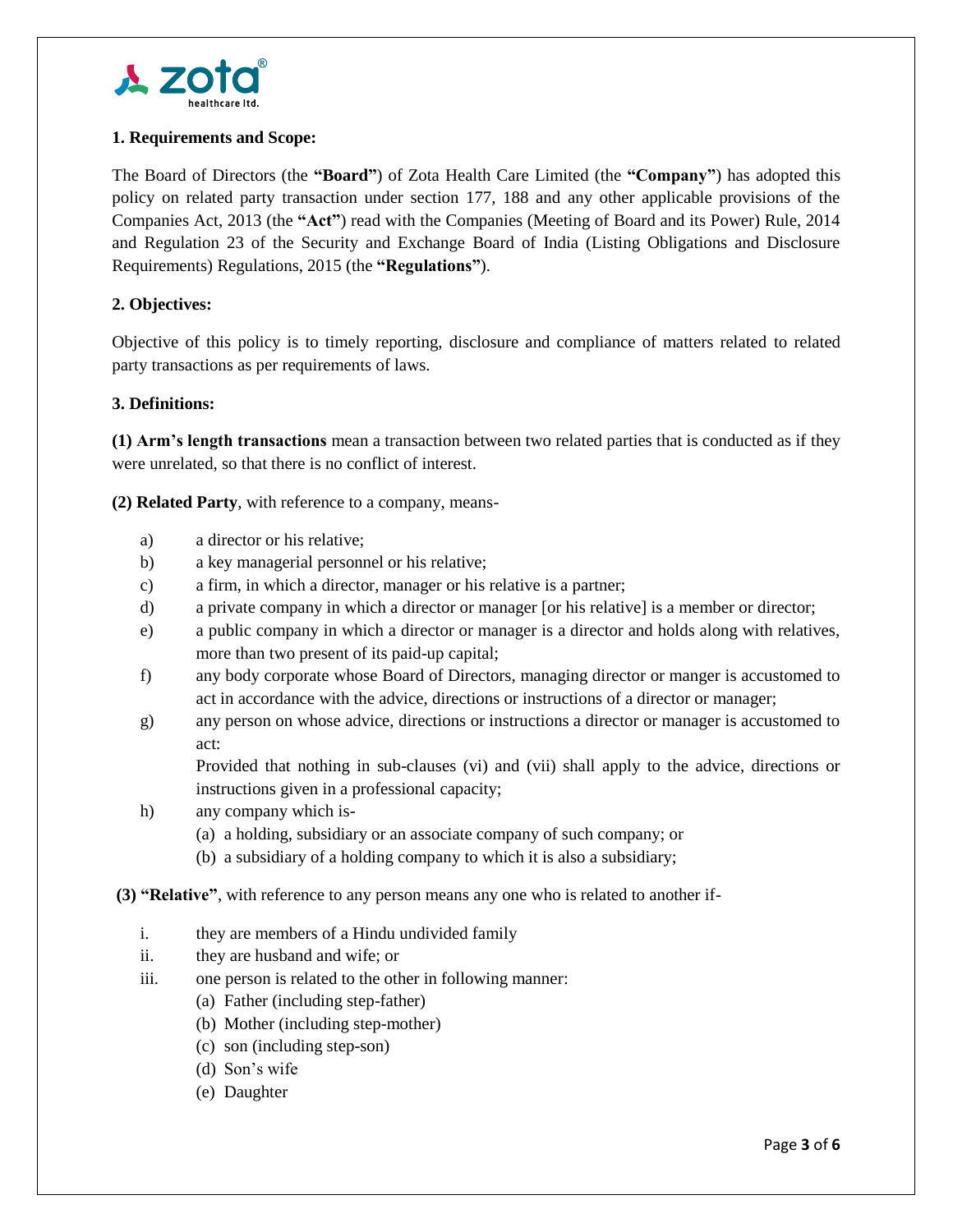### 1. Requirements and Scope:

The Board of Directors (the **"Board"**) of Zota Health Care Limited (the **"Company"**) has adopted this policy on related party transaction under section 177, 188 and any other applicable provisions of the Companies Act, 2013 (the **"Act"**) read with the Companies (Meeting of Board and its Power) Rule, 2014 and Regulation 23 of the Security and Exchange Board of India (Listing Obligations and Disclosure Requirements) Regulations, 2015 (the **"Regulations"**).

### 2. Objectives:

Objective of this policy is to timely reporting, disclosure and compliance of matters related to related party transactions as per requirements of laws.

### 3. Definitions:

**(1) Arm's length transactions** mean a transaction between two related parties that is conducted as if they were unrelated, so that there is no conflict of interest.

**(2) Related Party**, with reference to a company, means-

a) a director or his relative;

b) a key managerial personnel or his relative;

c) a firm, in which a director, manager or his relative is a partner;

d) a private company in which a director or manager [or his relative] is a member or director;

e) a public company in which a director or manager is a director and holds along with relatives, more than two present of its paid-up capital;

f) any body corporate whose Board of Directors, managing director or manger is accustomed to act in accordance with the advice, directions or instructions of a director or manager;

g) any person on whose advice, directions or instructions a director or manager is accustomed to act:

   Provided that nothing in sub-clauses (vi) and (vii) shall apply to the advice, directions or instructions given in a professional capacity;

h) any company which is-
   - (a) a holding, subsidiary or an associate company of such company; or
   - (b) a subsidiary of a holding company to which it is also a subsidiary;

**(3) "Relative"**, with reference to any person means any one who is related to another if-

i. they are members of a Hindu undivided family

ii. they are husband and wife; or

iii. one person is related to the other in following manner:
   - (a) Father (including step-father)
   - (b) Mother (including step-mother)
   - (c) son (including step-son)
   - (d) Son's wife
   - (e) Daughter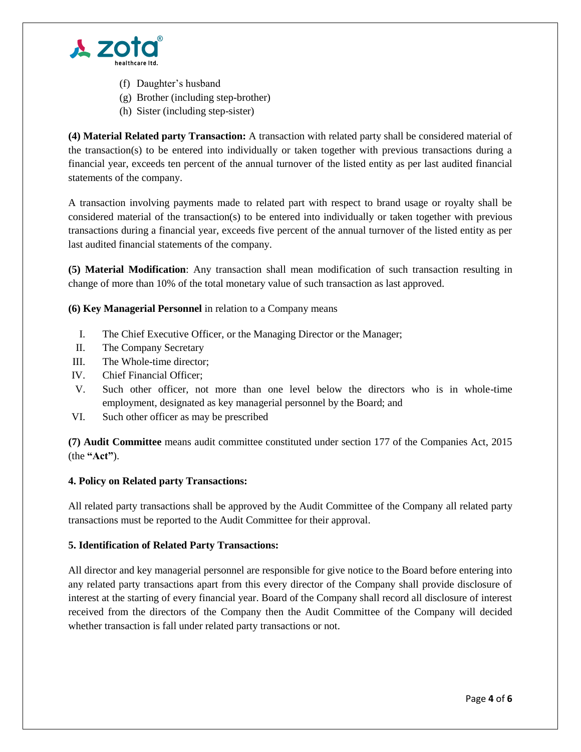(f) Daughter's husband
(g) Brother (including step-brother)
(h) Sister (including step-sister)

**(4) Material Related party Transaction:** A transaction with related party shall be considered material of the transaction(s) to be entered into individually or taken together with previous transactions during a financial year, exceeds ten percent of the annual turnover of the listed entity as per last audited financial statements of the company.

A transaction involving payments made to related part with respect to brand usage or royalty shall be considered material of the transaction(s) to be entered into individually or taken together with previous transactions during a financial year, exceeds five percent of the annual turnover of the listed entity as per last audited financial statements of the company.

**(5) Material Modification**: Any transaction shall mean modification of such transaction resulting in change of more than 10% of the total monetary value of such transaction as last approved.

**(6) Key Managerial Personnel** in relation to a Company means

I. The Chief Executive Officer, or the Managing Director or the Manager;
II. The Company Secretary
III. The Whole-time director;
IV. Chief Financial Officer;
V. Such other officer, not more than one level below the directors who is in whole-time employment, designated as key managerial personnel by the Board; and
VI. Such other officer as may be prescribed

**(7) Audit Committee** means audit committee constituted under section 177 of the Companies Act, 2015 (the **"Act"**).

**4. Policy on Related party Transactions:**

All related party transactions shall be approved by the Audit Committee of the Company all related party transactions must be reported to the Audit Committee for their approval.

**5. Identification of Related Party Transactions:**

All director and key managerial personnel are responsible for give notice to the Board before entering into any related party transactions apart from this every director of the Company shall provide disclosure of interest at the starting of every financial year. Board of the Company shall record all disclosure of interest received from the directors of the Company then the Audit Committee of the Company will decided whether transaction is fall under related party transactions or not.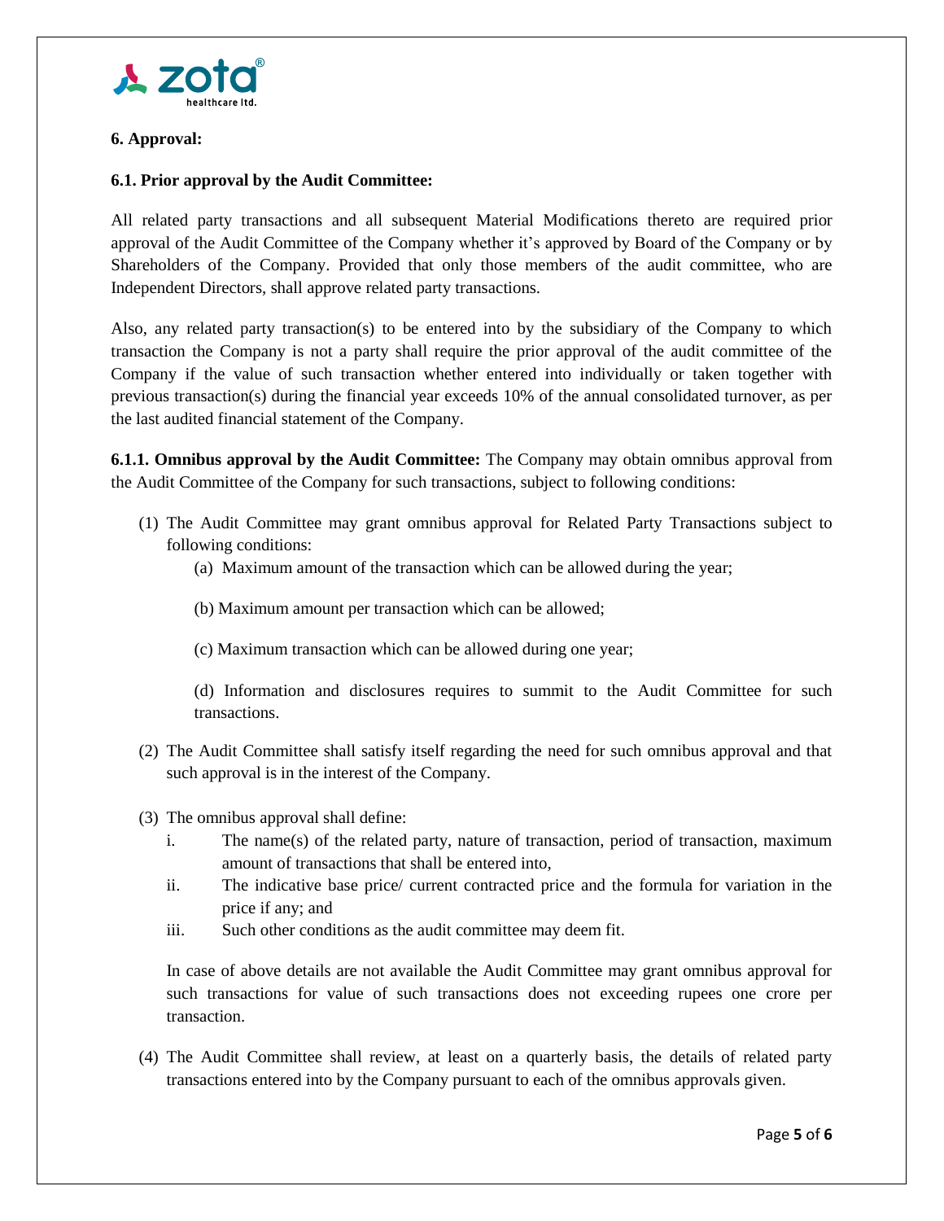### 6. Approval:

#### 6.1. Prior approval by the Audit Committee:

All related party transactions and all subsequent Material Modifications thereto are required prior approval of the Audit Committee of the Company whether it's approved by Board of the Company or by Shareholders of the Company. Provided that only those members of the audit committee, who are Independent Directors, shall approve related party transactions.

Also, any related party transaction(s) to be entered into by the subsidiary of the Company to which transaction the Company is not a party shall require the prior approval of the audit committee of the Company if the value of such transaction whether entered into individually or taken together with previous transaction(s) during the financial year exceeds 10% of the annual consolidated turnover, as per the last audited financial statement of the Company.

**6.1.1. Omnibus approval by the Audit Committee:** The Company may obtain omnibus approval from the Audit Committee of the Company for such transactions, subject to following conditions:

(1) The Audit Committee may grant omnibus approval for Related Party Transactions subject to following conditions:

   (a) Maximum amount of the transaction which can be allowed during the year;

   (b) Maximum amount per transaction which can be allowed;

   (c) Maximum transaction which can be allowed during one year;

   (d) Information and disclosures requires to summit to the Audit Committee for such transactions.

(2) The Audit Committee shall satisfy itself regarding the need for such omnibus approval and that such approval is in the interest of the Company.

(3) The omnibus approval shall define:

   i. The name(s) of the related party, nature of transaction, period of transaction, maximum amount of transactions that shall be entered into,

   ii. The indicative base price/ current contracted price and the formula for variation in the price if any; and

   iii. Such other conditions as the audit committee may deem fit.

   In case of above details are not available the Audit Committee may grant omnibus approval for such transactions for value of such transactions does not exceeding rupees one crore per transaction.

(4) The Audit Committee shall review, at least on a quarterly basis, the details of related party transactions entered into by the Company pursuant to each of the omnibus approvals given.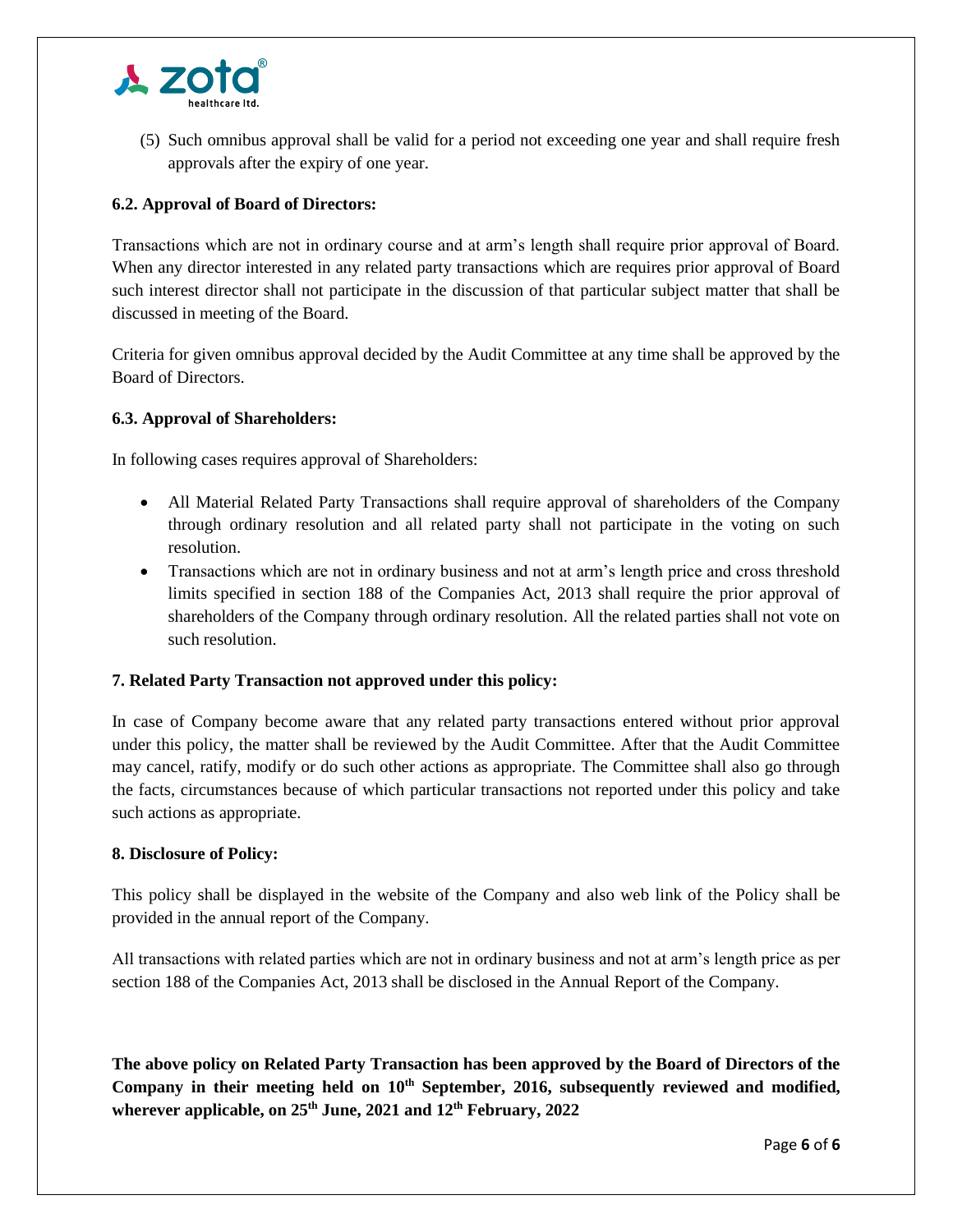(5) Such omnibus approval shall be valid for a period not exceeding one year and shall require fresh approvals after the expiry of one year.

**6.2. Approval of Board of Directors:**

Transactions which are not in ordinary course and at arm's length shall require prior approval of Board. When any director interested in any related party transactions which are requires prior approval of Board such interest director shall not participate in the discussion of that particular subject matter that shall be discussed in meeting of the Board.

Criteria for given omnibus approval decided by the Audit Committee at any time shall be approved by the Board of Directors.

**6.3. Approval of Shareholders:**

In following cases requires approval of Shareholders:

- All Material Related Party Transactions shall require approval of shareholders of the Company through ordinary resolution and all related party shall not participate in the voting on such resolution.
- Transactions which are not in ordinary business and not at arm's length price and cross threshold limits specified in section 188 of the Companies Act, 2013 shall require the prior approval of shareholders of the Company through ordinary resolution. All the related parties shall not vote on such resolution.

**7. Related Party Transaction not approved under this policy:**

In case of Company become aware that any related party transactions entered without prior approval under this policy, the matter shall be reviewed by the Audit Committee. After that the Audit Committee may cancel, ratify, modify or do such other actions as appropriate. The Committee shall also go through the facts, circumstances because of which particular transactions not reported under this policy and take such actions as appropriate.

**8. Disclosure of Policy:**

This policy shall be displayed in the website of the Company and also web link of the Policy shall be provided in the annual report of the Company.

All transactions with related parties which are not in ordinary business and not at arm's length price as per section 188 of the Companies Act, 2013 shall be disclosed in the Annual Report of the Company.

**The above policy on Related Party Transaction has been approved by the Board of Directors of the Company in their meeting held on 10th September, 2016, subsequently reviewed and modified, wherever applicable, on 25th June, 2021 and 12th February, 2022**